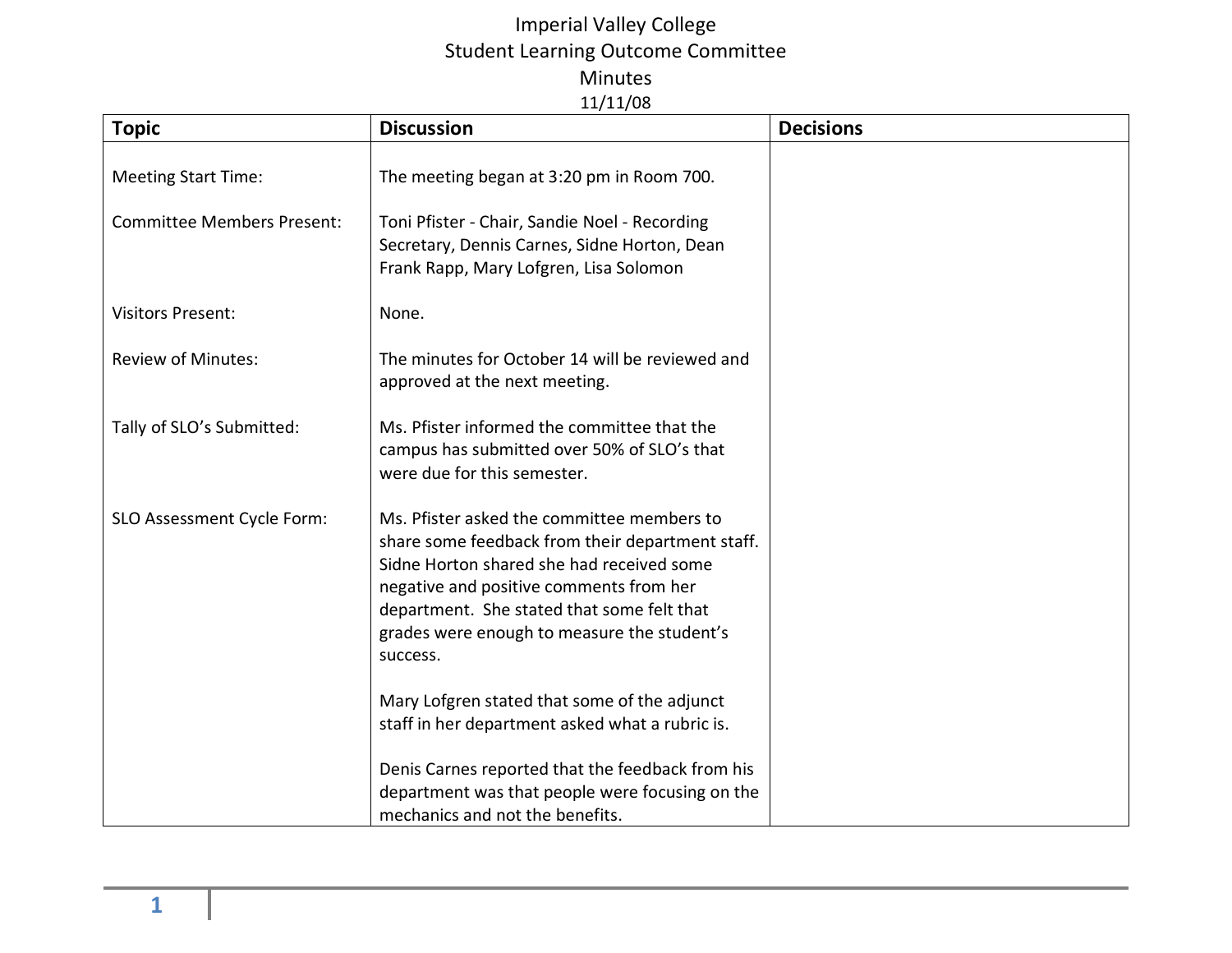# Imperial Valley College
## Student Learning Outcome Committee
## Minutes
11/11/08

| Topic | Discussion | Decisions |
|---|---|---|
| Meeting Start Time: | The meeting began at 3:20 pm in Room 700. | |
| Committee Members Present: | Toni Pfister - Chair, Sandie Noel - Recording Secretary, Dennis Carnes, Sidne Horton, Dean Frank Rapp, Mary Lofgren, Lisa Solomon | |
| Visitors Present: | None. | |
| Review of Minutes: | The minutes for October 14 will be reviewed and approved at the next meeting. | |
| Tally of SLO's Submitted: | Ms. Pfister informed the committee that the campus has submitted over 50% of SLO's that were due for this semester. | |
| SLO Assessment Cycle Form: | Ms. Pfister asked the committee members to share some feedback from their department staff. Sidne Horton shared she had received some negative and positive comments from her department. She stated that some felt that grades were enough to measure the student's success.<br><br>Mary Lofgren stated that some of the adjunct staff in her department asked what a rubric is.<br><br>Denis Carnes reported that the feedback from his department was that people were focusing on the mechanics and not the benefits. | |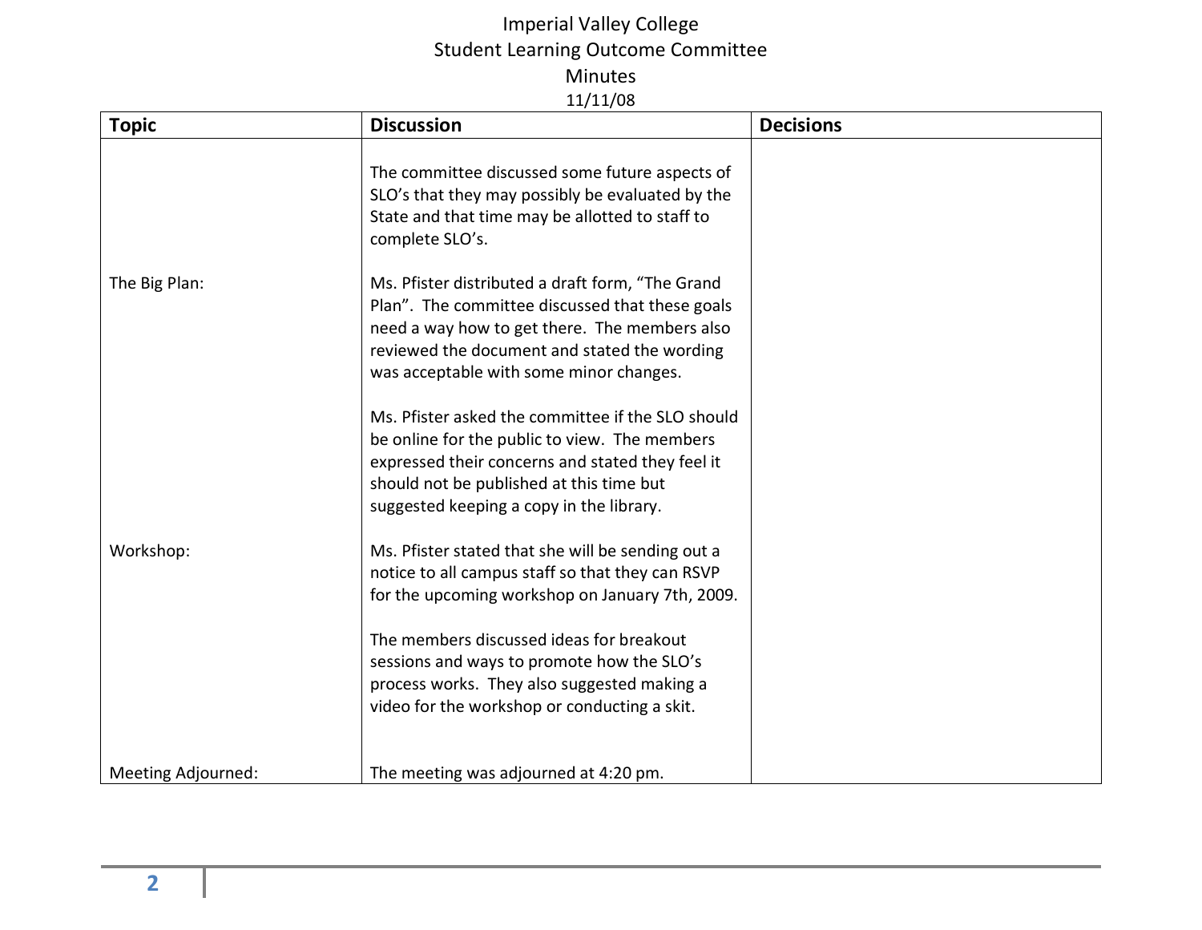Imperial Valley College
Student Learning Outcome Committee
Minutes
11/11/08

| Topic | Discussion | Decisions |
|---|---|---|
| | The committee discussed some future aspects of SLO's that they may possibly be evaluated by the State and that time may be allotted to staff to complete SLO's. | |
| The Big Plan: | Ms. Pfister distributed a draft form, "The Grand Plan". The committee discussed that these goals need a way how to get there. The members also reviewed the document and stated the wording was acceptable with some minor changes. | |
| | Ms. Pfister asked the committee if the SLO should be online for the public to view. The members expressed their concerns and stated they feel it should not be published at this time but suggested keeping a copy in the library. | |
| Workshop: | Ms. Pfister stated that she will be sending out a notice to all campus staff so that they can RSVP for the upcoming workshop on January 7th, 2009. | |
| | The members discussed ideas for breakout sessions and ways to promote how the SLO's process works. They also suggested making a video for the workshop or conducting a skit. | |
| Meeting Adjourned: | The meeting was adjourned at 4:20 pm. | |